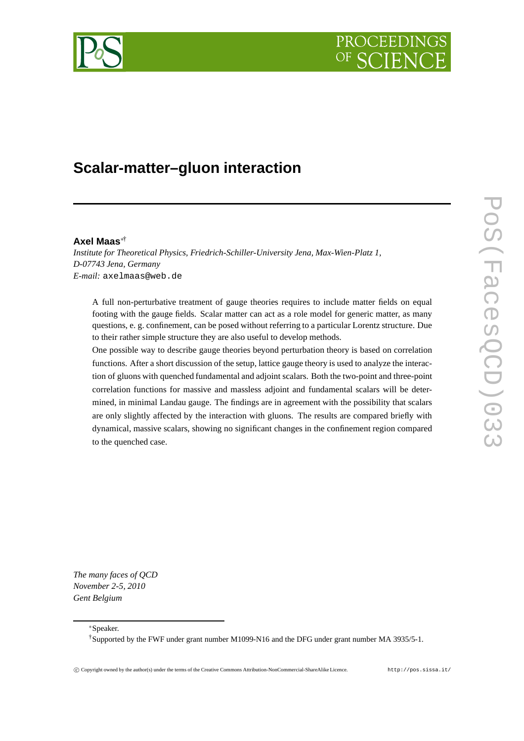# Scalar-matter–gluon interaction

**Axel Maas**[*†]

*Institute for Theoretical Physics, Friedrich-Schiller-University Jena, Max-Wien-Platz 1, D-07743 Jena, Germany*
*E-mail:* axelmaas@web.de

A full non-perturbative treatment of gauge theories requires to include matter fields on equal footing with the gauge fields. Scalar matter can act as a role model for generic matter, as many questions, e. g. confinement, can be posed without referring to a particular Lorentz structure. Due to their rather simple structure they are also useful to develop methods.

One possible way to describe gauge theories beyond perturbation theory is based on correlation functions. After a short discussion of the setup, lattice gauge theory is used to analyze the interaction of gluons with quenched fundamental and adjoint scalars. Both the two-point and three-point correlation functions for massive and massless adjoint and fundamental scalars will be determined, in minimal Landau gauge. The findings are in agreement with the possibility that scalars are only slightly affected by the interaction with gluons. The results are compared briefly with dynamical, massive scalars, showing no significant changes in the confinement region compared to the quenched case.

*The many faces of QCD*
*November 2-5, 2010*
*Gent Belgium*

---

[*] Speaker.
[†] Supported by the FWF under grant number M1099-N16 and the DFG under grant number MA 3935/5-1.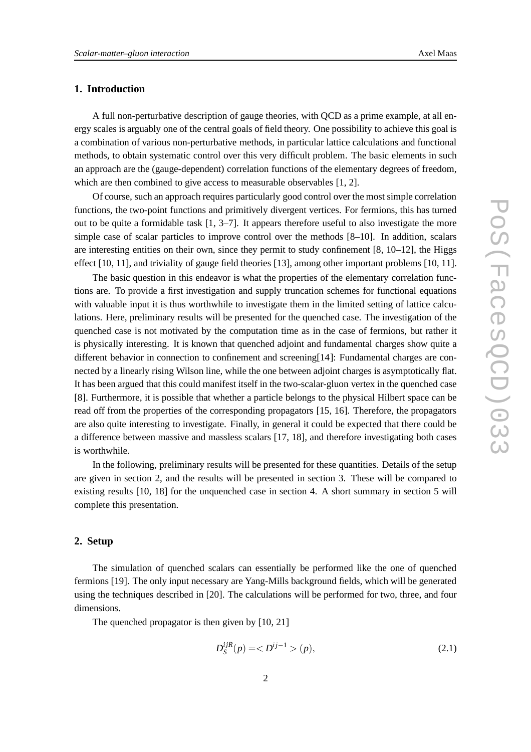## 1. Introduction

A full non-perturbative description of gauge theories, with QCD as a prime example, at all energy scales is arguably one of the central goals of field theory. One possibility to achieve this goal is a combination of various non-perturbative methods, in particular lattice calculations and functional methods, to obtain systematic control over this very difficult problem. The basic elements in such an approach are the (gauge-dependent) correlation functions of the elementary degrees of freedom, which are then combined to give access to measurable observables [1, 2].

Of course, such an approach requires particularly good control over the most simple correlation functions, the two-point functions and primitively divergent vertices. For fermions, this has turned out to be quite a formidable task [1, 3–7]. It appears therefore useful to also investigate the more simple case of scalar particles to improve control over the methods [8–10]. In addition, scalars are interesting entities on their own, since they permit to study confinement [8, 10–12], the Higgs effect [10, 11], and triviality of gauge field theories [13], among other important problems [10, 11].

The basic question in this endeavor is what the properties of the elementary correlation functions are. To provide a first investigation and supply truncation schemes for functional equations with valuable input it is thus worthwhile to investigate them in the limited setting of lattice calculations. Here, preliminary results will be presented for the quenched case. The investigation of the quenched case is not motivated by the computation time as in the case of fermions, but rather it is physically interesting. It is known that quenched adjoint and fundamental charges show quite a different behavior in connection to confinement and screening[14]: Fundamental charges are connected by a linearly rising Wilson line, while the one between adjoint charges is asymptotically flat. It has been argued that this could manifest itself in the two-scalar-gluon vertex in the quenched case [8]. Furthermore, it is possible that whether a particle belongs to the physical Hilbert space can be read off from the properties of the corresponding propagators [15, 16]. Therefore, the propagators are also quite interesting to investigate. Finally, in general it could be expected that there could be a difference between massive and massless scalars [17, 18], and therefore investigating both cases is worthwhile.

In the following, preliminary results will be presented for these quantities. Details of the setup are given in section 2, and the results will be presented in section 3. These will be compared to existing results [10, 18] for the unquenched case in section 4. A short summary in section 5 will complete this presentation.

## 2. Setup

The simulation of quenched scalars can essentially be performed like the one of quenched fermions [19]. The only input necessary are Yang-Mills background fields, which will be generated using the techniques described in [20]. The calculations will be performed for two, three, and four dimensions.

The quenched propagator is then given by [10, 21]

$$D_S^{ijR}(p) = < D^{ij-1} > (p), \tag{2.1}$$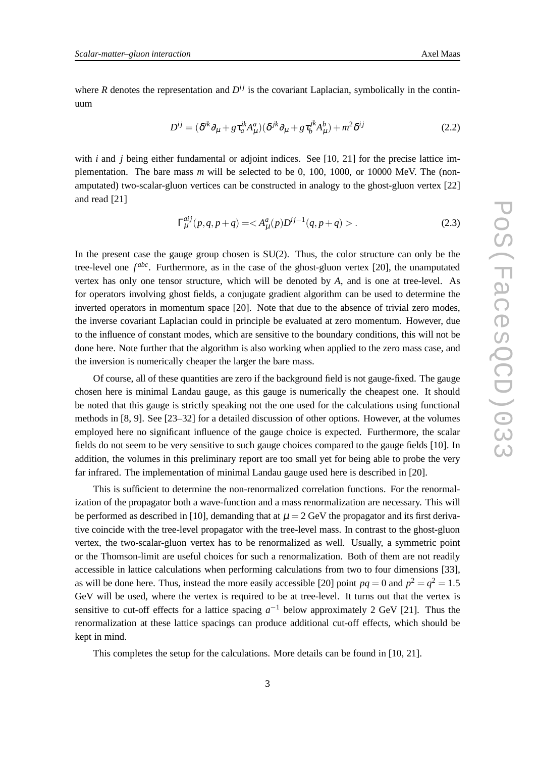where $R$ denotes the representation and $D^{ij}$ is the covariant Laplacian, symbolically in the continuum

$$D^{ij} = (\delta^{ik}\partial_\mu + g\tau_a^{ik}A_\mu^a)(\delta^{jk}\partial_\mu + g\tau_b^{jk}A_\mu^b) + m^2\delta^{ij} \tag{2.2}$$

with $i$ and $j$ being either fundamental or adjoint indices. See [10, 21] for the precise lattice implementation. The bare mass $m$ will be selected to be 0, 100, 1000, or 10000 MeV. The (non-amputated) two-scalar-gluon vertices can be constructed in analogy to the ghost-gluon vertex [22] and read [21]

$$\Gamma_\mu^{aij}(p,q,p+q) = < A_\mu^a(p) D^{ij-1}(q,p+q) > . \tag{2.3}$$

In the present case the gauge group chosen is SU(2). Thus, the color structure can only be the tree-level one $f^{abc}$. Furthermore, as in the case of the ghost-gluon vertex [20], the unamputated vertex has only one tensor structure, which will be denoted by $A$, and is one at tree-level. As for operators involving ghost fields, a conjugate gradient algorithm can be used to determine the inverted operators in momentum space [20]. Note that due to the absence of trivial zero modes, the inverse covariant Laplacian could in principle be evaluated at zero momentum. However, due to the influence of constant modes, which are sensitive to the boundary conditions, this will not be done here. Note further that the algorithm is also working when applied to the zero mass case, and the inversion is numerically cheaper the larger the bare mass.

Of course, all of these quantities are zero if the background field is not gauge-fixed. The gauge chosen here is minimal Landau gauge, as this gauge is numerically the cheapest one. It should be noted that this gauge is strictly speaking not the one used for the calculations using functional methods in [8, 9]. See [23–32] for a detailed discussion of other options. However, at the volumes employed here no significant influence of the gauge choice is expected. Furthermore, the scalar fields do not seem to be very sensitive to such gauge choices compared to the gauge fields [10]. In addition, the volumes in this preliminary report are too small yet for being able to probe the very far infrared. The implementation of minimal Landau gauge used here is described in [20].

This is sufficient to determine the non-renormalized correlation functions. For the renormalization of the propagator both a wave-function and a mass renormalization are necessary. This will be performed as described in [10], demanding that at $\mu = 2$ GeV the propagator and its first derivative coincide with the tree-level propagator with the tree-level mass. In contrast to the ghost-gluon vertex, the two-scalar-gluon vertex has to be renormalized as well. Usually, a symmetric point or the Thomson-limit are useful choices for such a renormalization. Both of them are not readily accessible in lattice calculations when performing calculations from two to four dimensions [33], as will be done here. Thus, instead the more easily accessible [20] point $pq = 0$ and $p^2 = q^2 = 1.5$ GeV will be used, where the vertex is required to be at tree-level. It turns out that the vertex is sensitive to cut-off effects for a lattice spacing $a^{-1}$ below approximately 2 GeV [21]. Thus the renormalization at these lattice spacings can produce additional cut-off effects, which should be kept in mind.

This completes the setup for the calculations. More details can be found in [10, 21].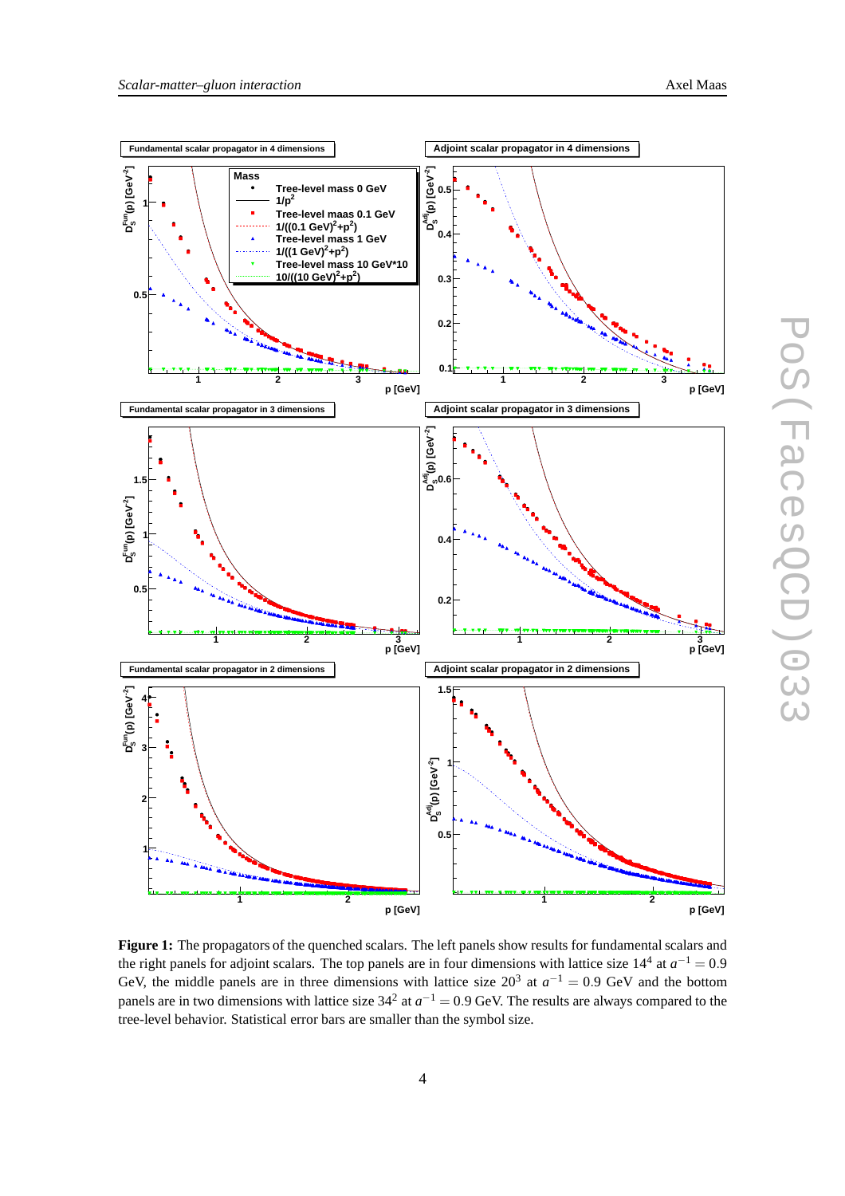**Figure 1:** The propagators of the quenched scalars. The left panels show results for fundamental scalars and the right panels for adjoint scalars. The top panels are in four dimensions with lattice size $14^4$ at $a^{-1} = 0.9$ GeV, the middle panels are in three dimensions with lattice size $20^3$ at $a^{-1} = 0.9$ GeV and the bottom panels are in two dimensions with lattice size $34^2$ at $a^{-1} = 0.9$ GeV. The results are always compared to the tree-level behavior. Statistical error bars are smaller than the symbol size.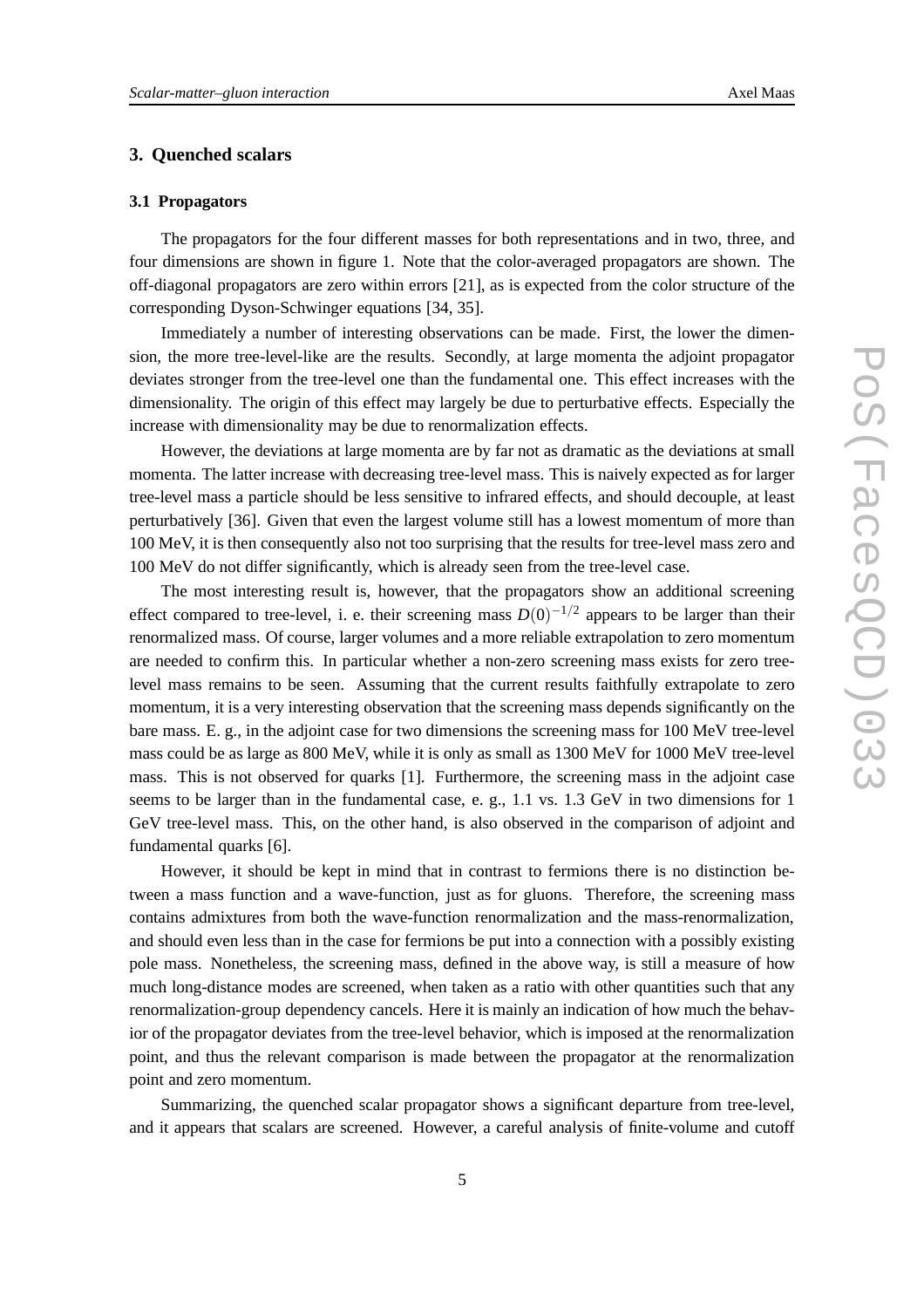## 3. Quenched scalars

### 3.1 Propagators

The propagators for the four different masses for both representations and in two, three, and four dimensions are shown in figure 1. Note that the color-averaged propagators are shown. The off-diagonal propagators are zero within errors [21], as is expected from the color structure of the corresponding Dyson-Schwinger equations [34, 35].

Immediately a number of interesting observations can be made. First, the lower the dimension, the more tree-level-like are the results. Secondly, at large momenta the adjoint propagator deviates stronger from the tree-level one than the fundamental one. This effect increases with the dimensionality. The origin of this effect may largely be due to perturbative effects. Especially the increase with dimensionality may be due to renormalization effects.

However, the deviations at large momenta are by far not as dramatic as the deviations at small momenta. The latter increase with decreasing tree-level mass. This is naively expected as for larger tree-level mass a particle should be less sensitive to infrared effects, and should decouple, at least perturbatively [36]. Given that even the largest volume still has a lowest momentum of more than 100 MeV, it is then consequently also not too surprising that the results for tree-level mass zero and 100 MeV do not differ significantly, which is already seen from the tree-level case.

The most interesting result is, however, that the propagators show an additional screening effect compared to tree-level, i. e. their screening mass $D(0)^{-1/2}$ appears to be larger than their renormalized mass. Of course, larger volumes and a more reliable extrapolation to zero momentum are needed to confirm this. In particular whether a non-zero screening mass exists for zero tree-level mass remains to be seen. Assuming that the current results faithfully extrapolate to zero momentum, it is a very interesting observation that the screening mass depends significantly on the bare mass. E. g., in the adjoint case for two dimensions the screening mass for 100 MeV tree-level mass could be as large as 800 MeV, while it is only as small as 1300 MeV for 1000 MeV tree-level mass. This is not observed for quarks [1]. Furthermore, the screening mass in the adjoint case seems to be larger than in the fundamental case, e. g., 1.1 vs. 1.3 GeV in two dimensions for 1 GeV tree-level mass. This, on the other hand, is also observed in the comparison of adjoint and fundamental quarks [6].

However, it should be kept in mind that in contrast to fermions there is no distinction between a mass function and a wave-function, just as for gluons. Therefore, the screening mass contains admixtures from both the wave-function renormalization and the mass-renormalization, and should even less than in the case for fermions be put into a connection with a possibly existing pole mass. Nonetheless, the screening mass, defined in the above way, is still a measure of how much long-distance modes are screened, when taken as a ratio with other quantities such that any renormalization-group dependency cancels. Here it is mainly an indication of how much the behavior of the propagator deviates from the tree-level behavior, which is imposed at the renormalization point, and thus the relevant comparison is made between the propagator at the renormalization point and zero momentum.

Summarizing, the quenched scalar propagator shows a significant departure from tree-level, and it appears that scalars are screened. However, a careful analysis of finite-volume and cutoff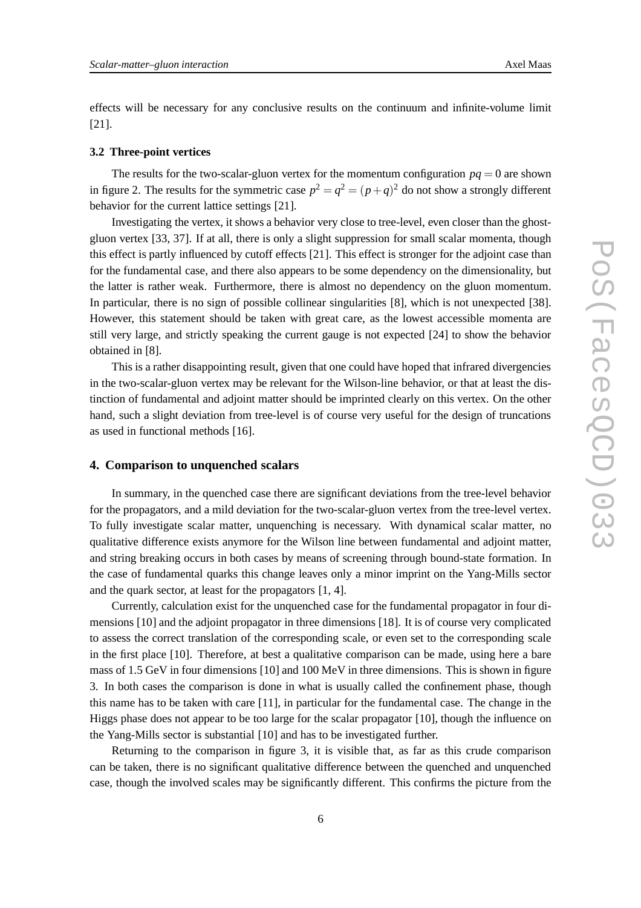effects will be necessary for any conclusive results on the continuum and infinite-volume limit [21].

### 3.2 Three-point vertices

The results for the two-scalar-gluon vertex for the momentum configuration $pq = 0$ are shown in figure 2. The results for the symmetric case $p^2 = q^2 = (p+q)^2$ do not show a strongly different behavior for the current lattice settings [21].

Investigating the vertex, it shows a behavior very close to tree-level, even closer than the ghost-gluon vertex [33, 37]. If at all, there is only a slight suppression for small scalar momenta, though this effect is partly influenced by cutoff effects [21]. This effect is stronger for the adjoint case than for the fundamental case, and there also appears to be some dependency on the dimensionality, but the latter is rather weak. Furthermore, there is almost no dependency on the gluon momentum. In particular, there is no sign of possible collinear singularities [8], which is not unexpected [38]. However, this statement should be taken with great care, as the lowest accessible momenta are still very large, and strictly speaking the current gauge is not expected [24] to show the behavior obtained in [8].

This is a rather disappointing result, given that one could have hoped that infrared divergencies in the two-scalar-gluon vertex may be relevant for the Wilson-line behavior, or that at least the distinction of fundamental and adjoint matter should be imprinted clearly on this vertex. On the other hand, such a slight deviation from tree-level is of course very useful for the design of truncations as used in functional methods [16].

## 4. Comparison to unquenched scalars

In summary, in the quenched case there are significant deviations from the tree-level behavior for the propagators, and a mild deviation for the two-scalar-gluon vertex from the tree-level vertex. To fully investigate scalar matter, unquenching is necessary. With dynamical scalar matter, no qualitative difference exists anymore for the Wilson line between fundamental and adjoint matter, and string breaking occurs in both cases by means of screening through bound-state formation. In the case of fundamental quarks this change leaves only a minor imprint on the Yang-Mills sector and the quark sector, at least for the propagators [1, 4].

Currently, calculation exist for the unquenched case for the fundamental propagator in four dimensions [10] and the adjoint propagator in three dimensions [18]. It is of course very complicated to assess the correct translation of the corresponding scale, or even set to the corresponding scale in the first place [10]. Therefore, at best a qualitative comparison can be made, using here a bare mass of 1.5 GeV in four dimensions [10] and 100 MeV in three dimensions. This is shown in figure 3. In both cases the comparison is done in what is usually called the confinement phase, though this name has to be taken with care [11], in particular for the fundamental case. The change in the Higgs phase does not appear to be too large for the scalar propagator [10], though the influence on the Yang-Mills sector is substantial [10] and has to be investigated further.

Returning to the comparison in figure 3, it is visible that, as far as this crude comparison can be taken, there is no significant qualitative difference between the quenched and unquenched case, though the involved scales may be significantly different. This confirms the picture from the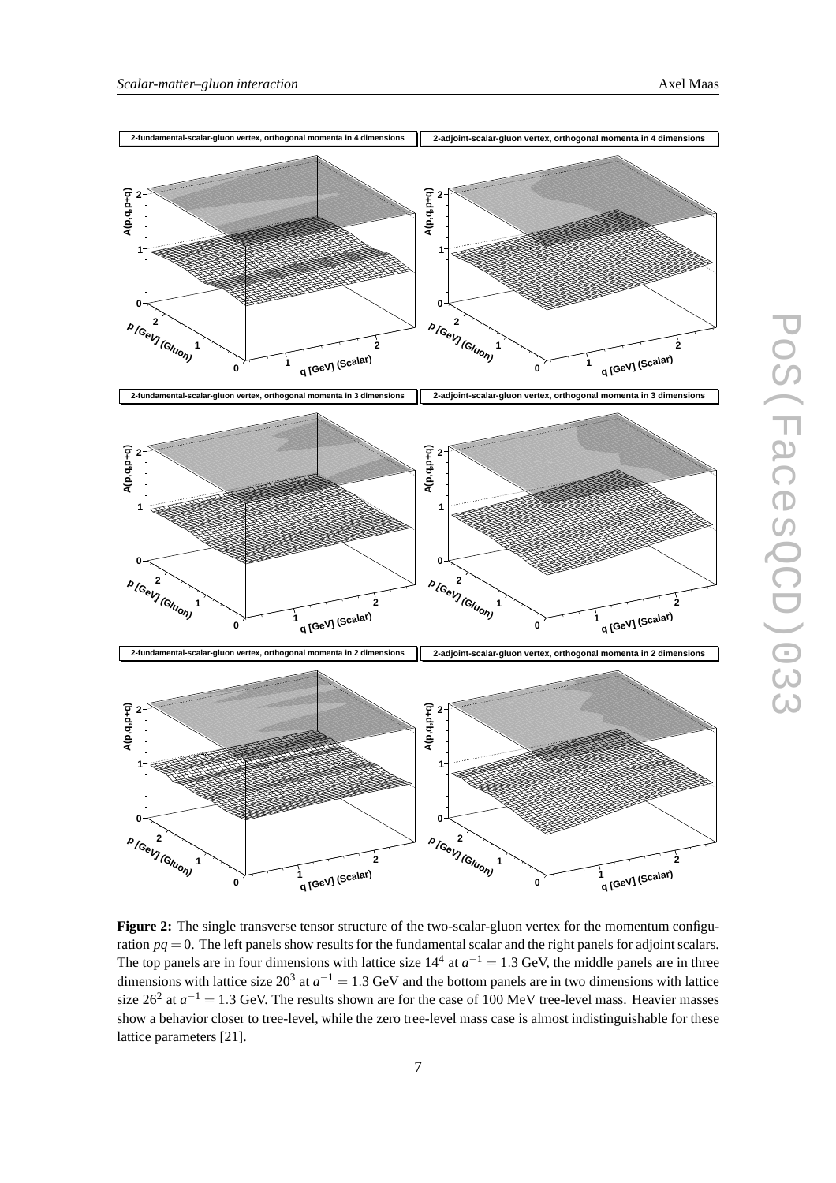**Figure 2:** The single transverse tensor structure of the two-scalar-gluon vertex for the momentum configuration $pq = 0$. The left panels show results for the fundamental scalar and the right panels for adjoint scalars. The top panels are in four dimensions with lattice size $14^4$ at $a^{-1} = 1.3$ GeV, the middle panels are in three dimensions with lattice size $20^3$ at $a^{-1} = 1.3$ GeV and the bottom panels are in two dimensions with lattice size $26^2$ at $a^{-1} = 1.3$ GeV. The results shown are for the case of 100 MeV tree-level mass. Heavier masses show a behavior closer to tree-level, while the zero tree-level mass case is almost indistinguishable for these lattice parameters [21].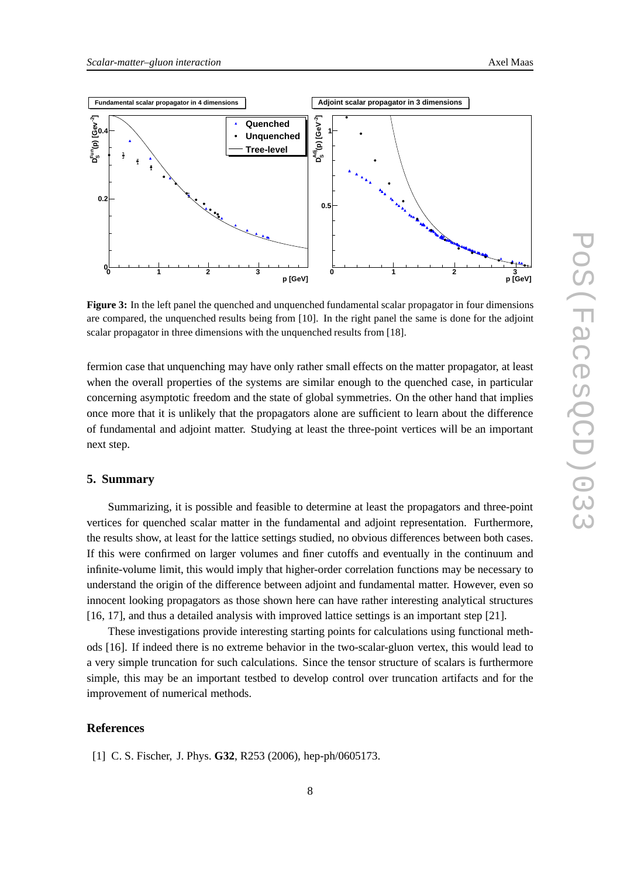**Figure 3:** In the left panel the quenched and unquenched fundamental scalar propagator in four dimensions are compared, the unquenched results being from [10]. In the right panel the same is done for the adjoint scalar propagator in three dimensions with the unquenched results from [18].

fermion case that unquenching may have only rather small effects on the matter propagator, at least when the overall properties of the systems are similar enough to the quenched case, in particular concerning asymptotic freedom and the state of global symmetries. On the other hand that implies once more that it is unlikely that the propagators alone are sufficient to learn about the difference of fundamental and adjoint matter. Studying at least the three-point vertices will be an important next step.

## 5. Summary

Summarizing, it is possible and feasible to determine at least the propagators and three-point vertices for quenched scalar matter in the fundamental and adjoint representation. Furthermore, the results show, at least for the lattice settings studied, no obvious differences between both cases. If this were confirmed on larger volumes and finer cutoffs and eventually in the continuum and infinite-volume limit, this would imply that higher-order correlation functions may be necessary to understand the origin of the difference between adjoint and fundamental matter. However, even so innocent looking propagators as those shown here can have rather interesting analytical structures [16, 17], and thus a detailed analysis with improved lattice settings is an important step [21].

These investigations provide interesting starting points for calculations using functional methods [16]. If indeed there is no extreme behavior in the two-scalar-gluon vertex, this would lead to a very simple truncation for such calculations. Since the tensor structure of scalars is furthermore simple, this may be an important testbed to develop control over truncation artifacts and for the improvement of numerical methods.

## References

[1] C. S. Fischer, J. Phys. **G32**, R253 (2006), hep-ph/0605173.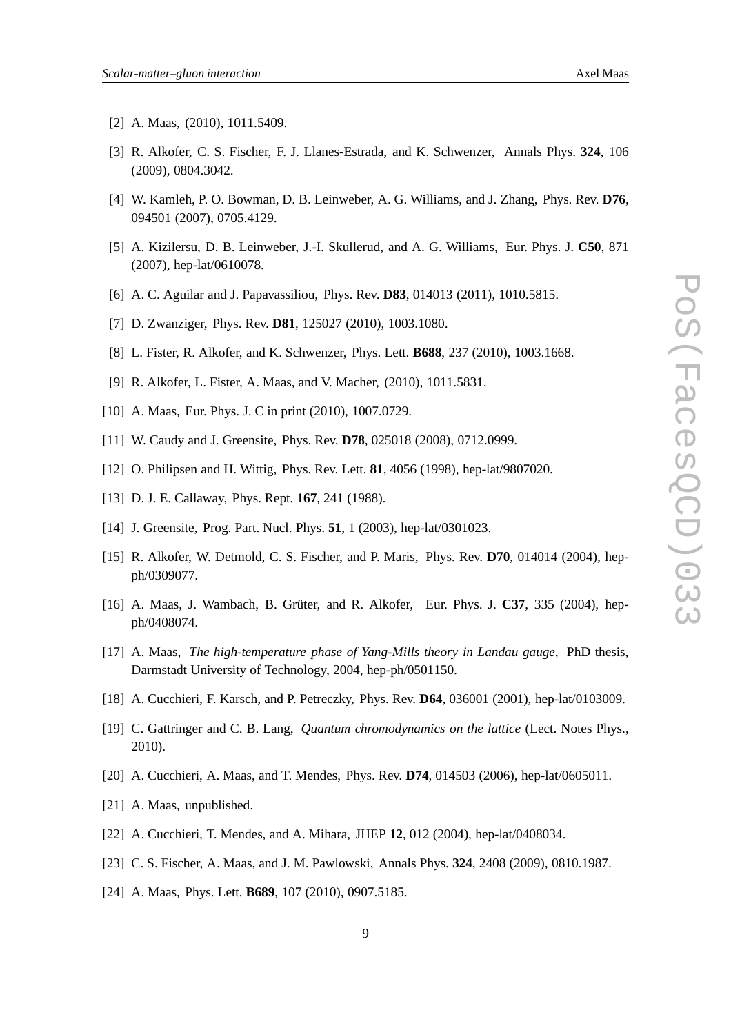[2] A. Maas, (2010), 1011.5409.

[3] R. Alkofer, C. S. Fischer, F. J. Llanes-Estrada, and K. Schwenzer, Annals Phys. **324**, 106 (2009), 0804.3042.

[4] W. Kamleh, P. O. Bowman, D. B. Leinweber, A. G. Williams, and J. Zhang, Phys. Rev. **D76**, 094501 (2007), 0705.4129.

[5] A. Kizilersu, D. B. Leinweber, J.-I. Skullerud, and A. G. Williams, Eur. Phys. J. **C50**, 871 (2007), hep-lat/0610078.

[6] A. C. Aguilar and J. Papavassiliou, Phys. Rev. **D83**, 014013 (2011), 1010.5815.

[7] D. Zwanziger, Phys. Rev. **D81**, 125027 (2010), 1003.1080.

[8] L. Fister, R. Alkofer, and K. Schwenzer, Phys. Lett. **B688**, 237 (2010), 1003.1668.

[9] R. Alkofer, L. Fister, A. Maas, and V. Macher, (2010), 1011.5831.

[10] A. Maas, Eur. Phys. J. C in print (2010), 1007.0729.

[11] W. Caudy and J. Greensite, Phys. Rev. **D78**, 025018 (2008), 0712.0999.

[12] O. Philipsen and H. Wittig, Phys. Rev. Lett. **81**, 4056 (1998), hep-lat/9807020.

[13] D. J. E. Callaway, Phys. Rept. **167**, 241 (1988).

[14] J. Greensite, Prog. Part. Nucl. Phys. **51**, 1 (2003), hep-lat/0301023.

[15] R. Alkofer, W. Detmold, C. S. Fischer, and P. Maris, Phys. Rev. **D70**, 014014 (2004), hep-ph/0309077.

[16] A. Maas, J. Wambach, B. Grüter, and R. Alkofer, Eur. Phys. J. **C37**, 335 (2004), hep-ph/0408074.

[17] A. Maas, *The high-temperature phase of Yang-Mills theory in Landau gauge*, PhD thesis, Darmstadt University of Technology, 2004, hep-ph/0501150.

[18] A. Cucchieri, F. Karsch, and P. Petreczky, Phys. Rev. **D64**, 036001 (2001), hep-lat/0103009.

[19] C. Gattringer and C. B. Lang, *Quantum chromodynamics on the lattice* (Lect. Notes Phys., 2010).

[20] A. Cucchieri, A. Maas, and T. Mendes, Phys. Rev. **D74**, 014503 (2006), hep-lat/0605011.

[21] A. Maas, unpublished.

[22] A. Cucchieri, T. Mendes, and A. Mihara, JHEP **12**, 012 (2004), hep-lat/0408034.

[23] C. S. Fischer, A. Maas, and J. M. Pawlowski, Annals Phys. **324**, 2408 (2009), 0810.1987.

[24] A. Maas, Phys. Lett. **B689**, 107 (2010), 0907.5185.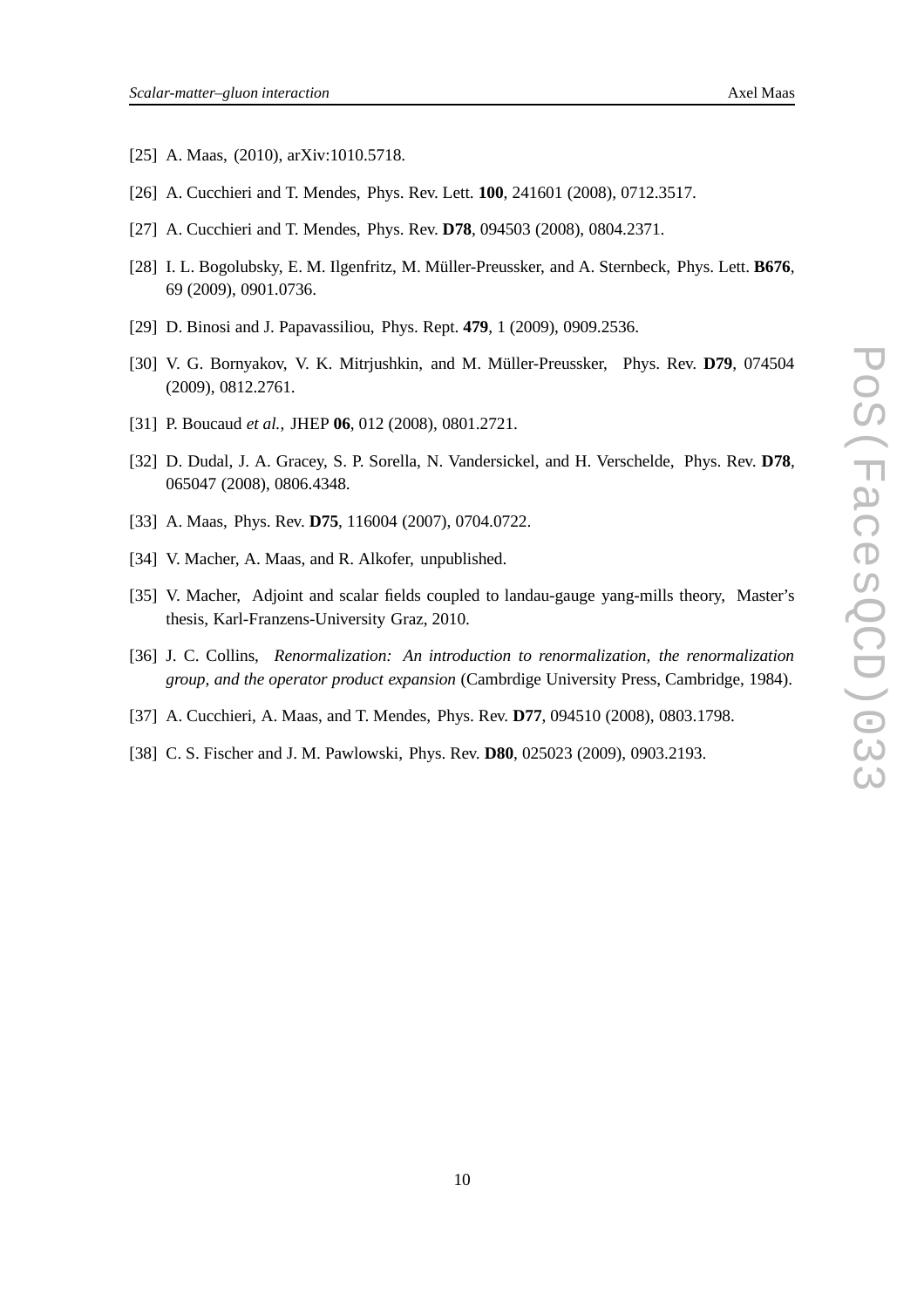[25] A. Maas, (2010), arXiv:1010.5718.

[26] A. Cucchieri and T. Mendes, Phys. Rev. Lett. **100**, 241601 (2008), 0712.3517.

[27] A. Cucchieri and T. Mendes, Phys. Rev. **D78**, 094503 (2008), 0804.2371.

[28] I. L. Bogolubsky, E. M. Ilgenfritz, M. Müller-Preussker, and A. Sternbeck, Phys. Lett. **B676**, 69 (2009), 0901.0736.

[29] D. Binosi and J. Papavassiliou, Phys. Rept. **479**, 1 (2009), 0909.2536.

[30] V. G. Bornyakov, V. K. Mitrjushkin, and M. Müller-Preussker, Phys. Rev. **D79**, 074504 (2009), 0812.2761.

[31] P. Boucaud *et al.*, JHEP **06**, 012 (2008), 0801.2721.

[32] D. Dudal, J. A. Gracey, S. P. Sorella, N. Vandersickel, and H. Verschelde, Phys. Rev. **D78**, 065047 (2008), 0806.4348.

[33] A. Maas, Phys. Rev. **D75**, 116004 (2007), 0704.0722.

[34] V. Macher, A. Maas, and R. Alkofer, unpublished.

[35] V. Macher, Adjoint and scalar fields coupled to landau-gauge yang-mills theory, Master's thesis, Karl-Franzens-University Graz, 2010.

[36] J. C. Collins, *Renormalization: An introduction to renormalization, the renormalization group, and the operator product expansion* (Cambrdige University Press, Cambridge, 1984).

[37] A. Cucchieri, A. Maas, and T. Mendes, Phys. Rev. **D77**, 094510 (2008), 0803.1798.

[38] C. S. Fischer and J. M. Pawlowski, Phys. Rev. **D80**, 025023 (2009), 0903.2193.